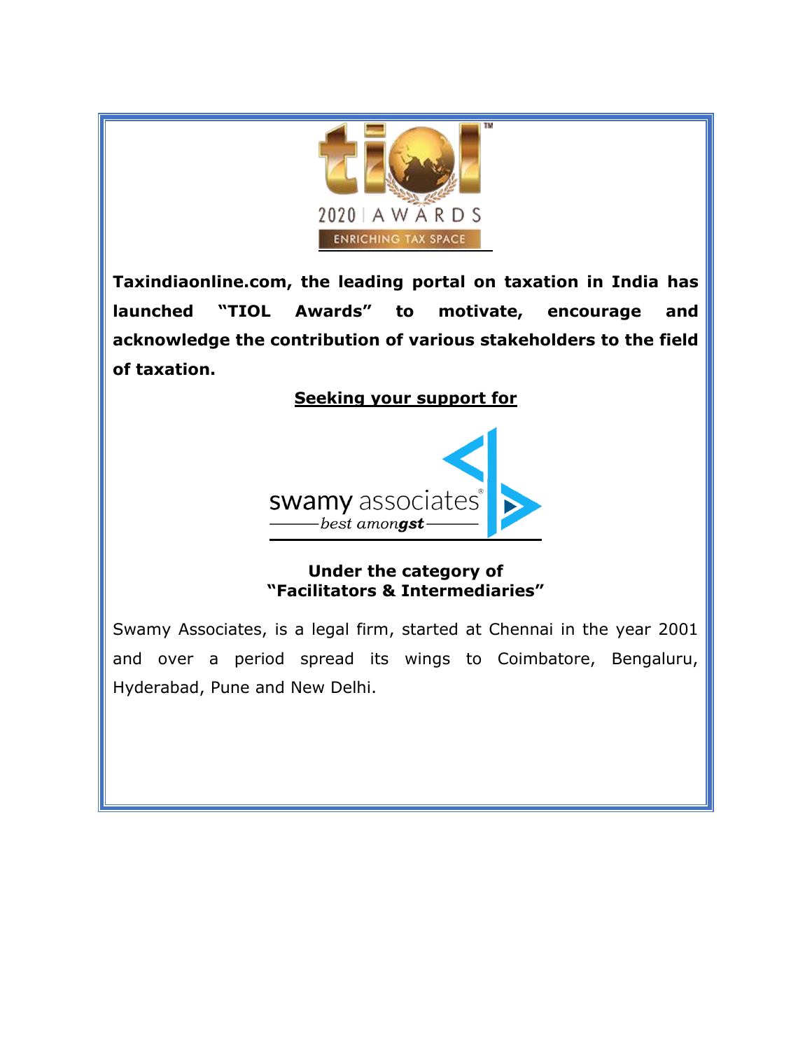**Taxindiaonline.com, the leading portal on taxation in India has launched "TIOL Awards" to motivate, encourage and acknowledge the contribution of various stakeholders to the field of taxation.**

**Seeking your support for**

**Under the category of**
**"Facilitators & Intermediaries"**

Swamy Associates, is a legal firm, started at Chennai in the year 2001 and over a period spread its wings to Coimbatore, Bengaluru, Hyderabad, Pune and New Delhi.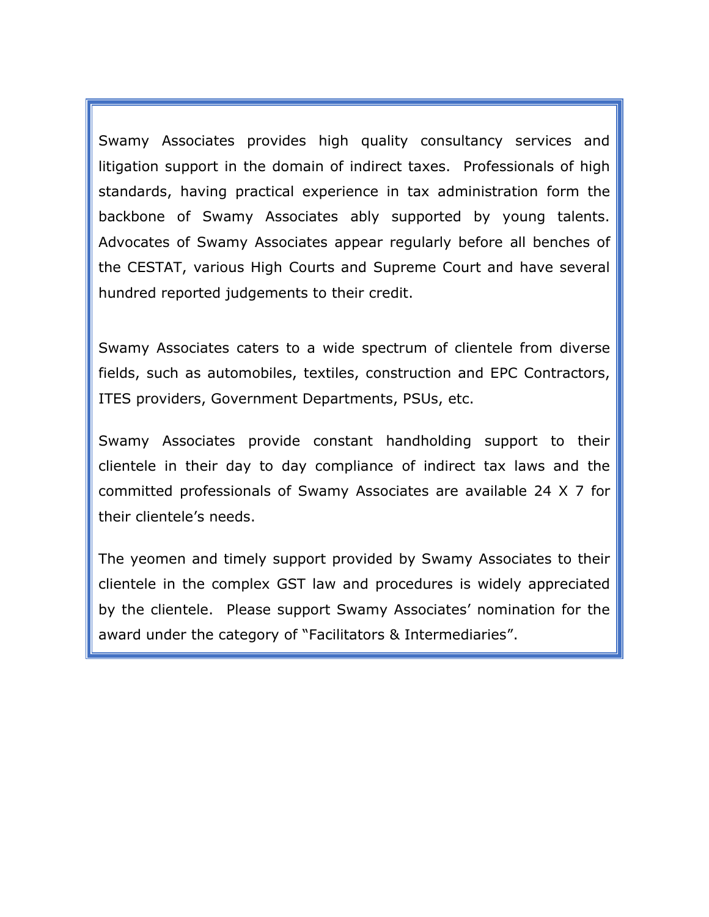Swamy Associates provides high quality consultancy services and litigation support in the domain of indirect taxes. Professionals of high standards, having practical experience in tax administration form the backbone of Swamy Associates ably supported by young talents. Advocates of Swamy Associates appear regularly before all benches of the CESTAT, various High Courts and Supreme Court and have several hundred reported judgements to their credit.

Swamy Associates caters to a wide spectrum of clientele from diverse fields, such as automobiles, textiles, construction and EPC Contractors, ITES providers, Government Departments, PSUs, etc.

Swamy Associates provide constant handholding support to their clientele in their day to day compliance of indirect tax laws and the committed professionals of Swamy Associates are available 24 X 7 for their clientele's needs.

The yeomen and timely support provided by Swamy Associates to their clientele in the complex GST law and procedures is widely appreciated by the clientele. Please support Swamy Associates' nomination for the award under the category of "Facilitators & Intermediaries".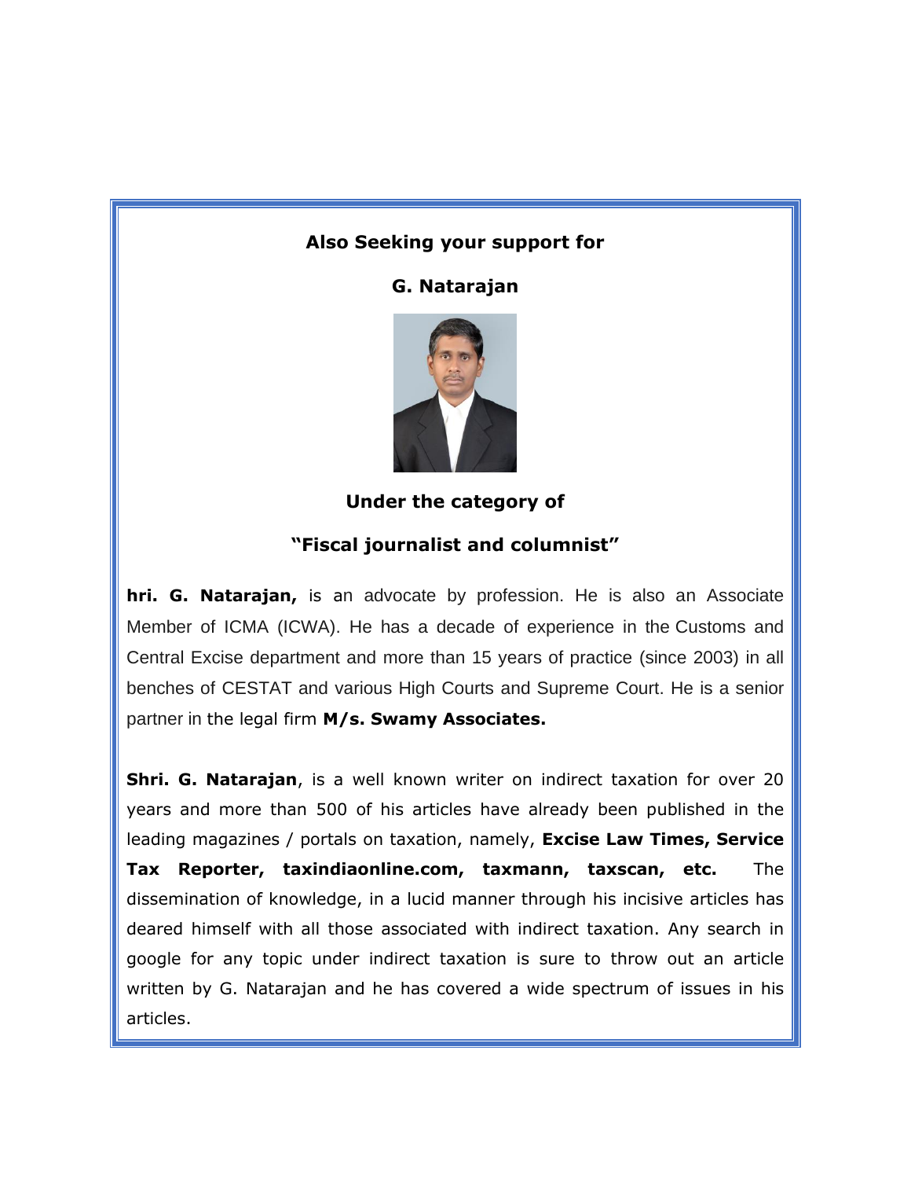**Also Seeking your support for**

**G. Natarajan**

**Under the category of**

**"Fiscal journalist and columnist"**

**hri. G. Natarajan,** is an advocate by profession. He is also an Associate Member of ICMA (ICWA). He has a decade of experience in the Customs and Central Excise department and more than 15 years of practice (since 2003) in all benches of CESTAT and various High Courts and Supreme Court. He is a senior partner in the legal firm **M/s. Swamy Associates.**

**Shri. G. Natarajan**, is a well known writer on indirect taxation for over 20 years and more than 500 of his articles have already been published in the leading magazines / portals on taxation, namely, **Excise Law Times, Service Tax Reporter, taxindiaonline.com, taxmann, taxscan, etc.** The dissemination of knowledge, in a lucid manner through his incisive articles has deared himself with all those associated with indirect taxation. Any search in google for any topic under indirect taxation is sure to throw out an article written by G. Natarajan and he has covered a wide spectrum of issues in his articles.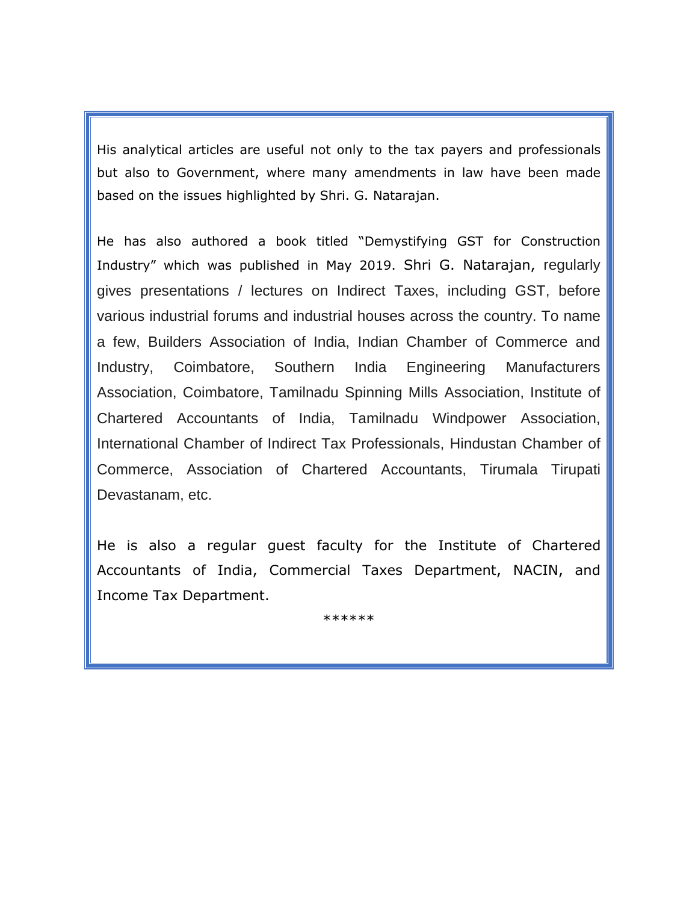His analytical articles are useful not only to the tax payers and professionals but also to Government, where many amendments in law have been made based on the issues highlighted by Shri. G. Natarajan.

He has also authored a book titled "Demystifying GST for Construction Industry" which was published in May 2019. Shri G. Natarajan, regularly gives presentations / lectures on Indirect Taxes, including GST, before various industrial forums and industrial houses across the country. To name a few, Builders Association of India, Indian Chamber of Commerce and Industry, Coimbatore, Southern India Engineering Manufacturers Association, Coimbatore, Tamilnadu Spinning Mills Association, Institute of Chartered Accountants of India, Tamilnadu Windpower Association, International Chamber of Indirect Tax Professionals, Hindustan Chamber of Commerce, Association of Chartered Accountants, Tirumala Tirupati Devastanam, etc.

He is also a regular guest faculty for the Institute of Chartered Accountants of India, Commercial Taxes Department, NACIN, and Income Tax Department.

******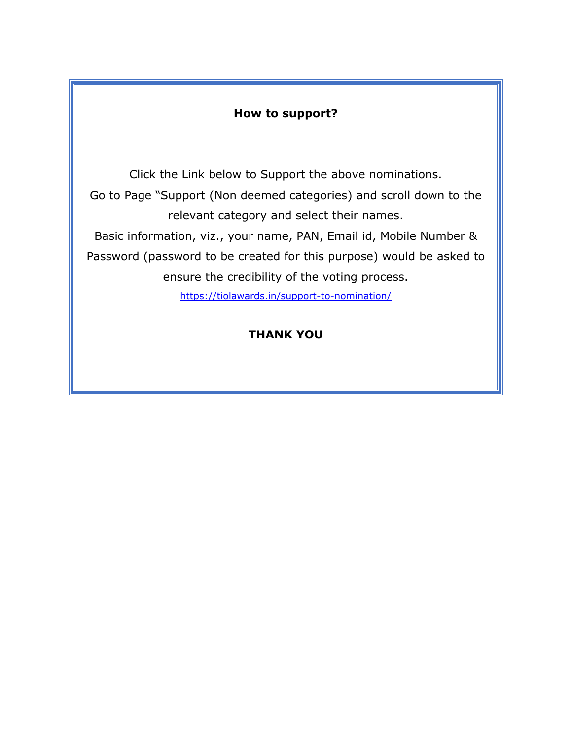**How to support?**

Click the Link below to Support the above nominations.
Go to Page "Support (Non deemed categories) and scroll down to the relevant category and select their names.
Basic information, viz., your name, PAN, Email id, Mobile Number & Password (password to be created for this purpose) would be asked to ensure the credibility of the voting process.

https://tiolawards.in/support-to-nomination/

**THANK YOU**